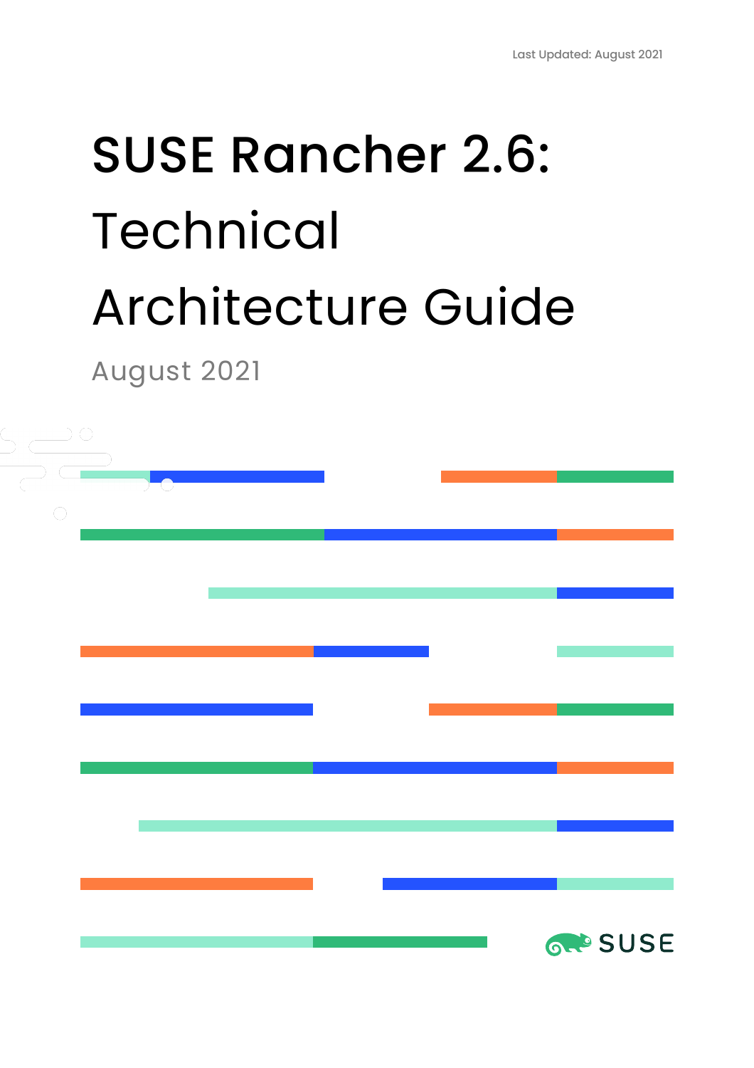Last Updated: August 2021

# SUSE Rancher 2.6: Technical Architecture Guide

August 2021

SUSE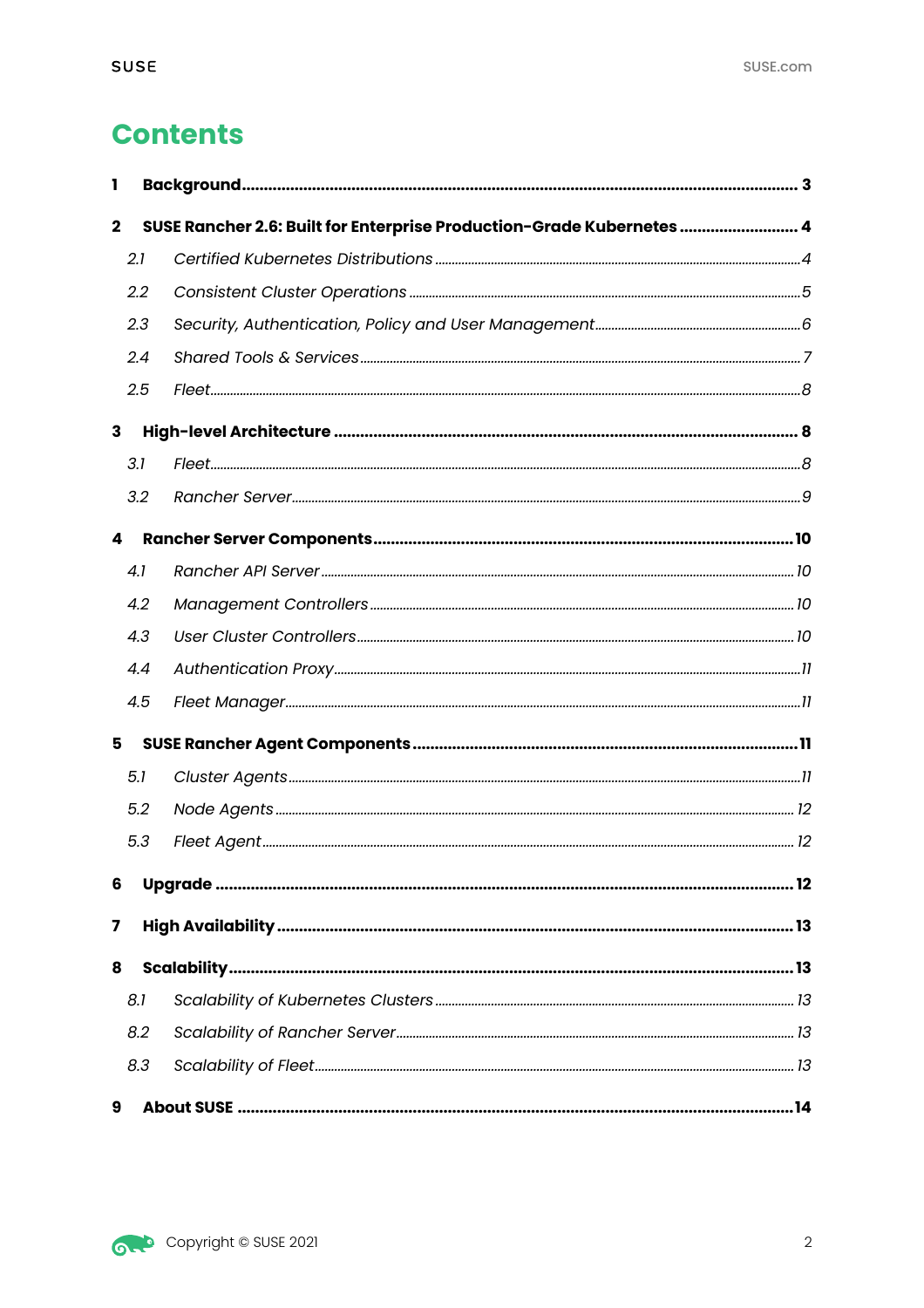# Contents

**1 Background** .................................................. **3**

**2 SUSE Rancher 2.6: Built for Enterprise Production-Grade Kubernetes** .................. **4**

*2.1 Certified Kubernetes Distributions* .................................................. *4*

*2.2 Consistent Cluster Operations* .................................................. *5*

*2.3 Security, Authentication, Policy and User Management* .................................................. *6*

*2.4 Shared Tools & Services* .................................................. *7*

*2.5 Fleet* .................................................. *8*

**3 High-level Architecture** .................................................. **8**

*3.1 Fleet* .................................................. *8*

*3.2 Rancher Server* .................................................. *9*

**4 Rancher Server Components** .................................................. **10**

*4.1 Rancher API Server* .................................................. *10*

*4.2 Management Controllers* .................................................. *10*

*4.3 User Cluster Controllers* .................................................. *10*

*4.4 Authentication Proxy* .................................................. *11*

*4.5 Fleet Manager* .................................................. *11*

**5 SUSE Rancher Agent Components** .................................................. **11**

*5.1 Cluster Agents* .................................................. *11*

*5.2 Node Agents* .................................................. *12*

*5.3 Fleet Agent* .................................................. *12*

**6 Upgrade** .................................................. **12**

**7 High Availability** .................................................. **13**

**8 Scalability** .................................................. **13**

*8.1 Scalability of Kubernetes Clusters* .................................................. *13*

*8.2 Scalability of Rancher Server* .................................................. *13*

*8.3 Scalability of Fleet* .................................................. *13*

**9 About SUSE** .................................................. **14**

Copyright © SUSE 2021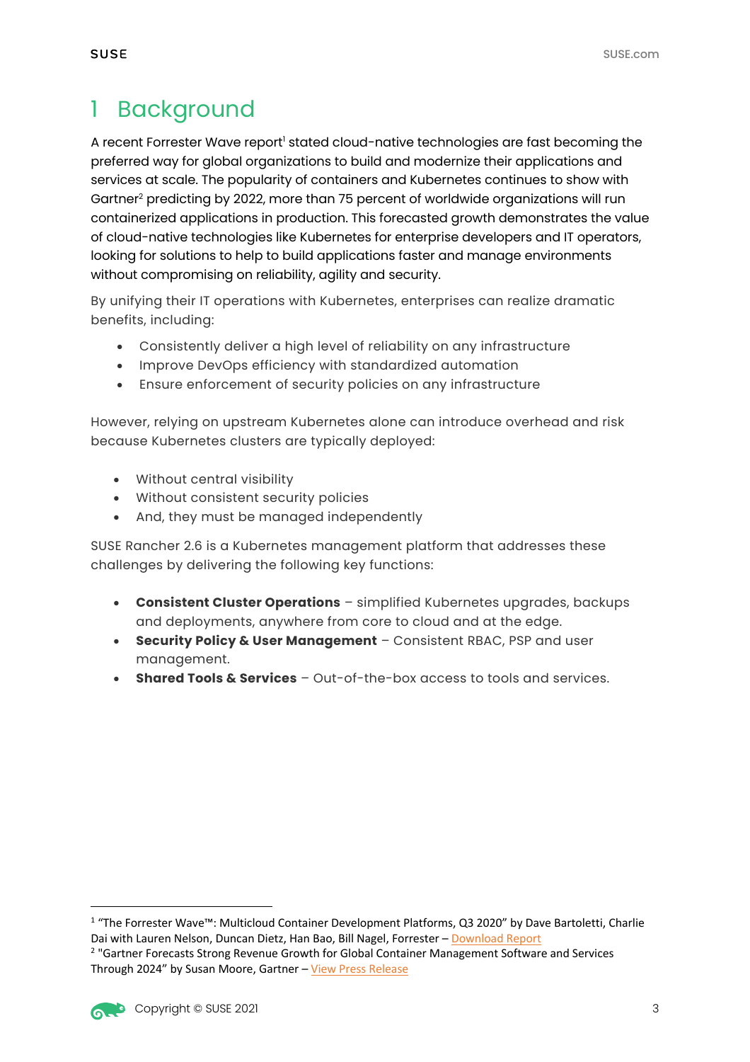# 1 Background

A recent Forrester Wave report[1] stated cloud-native technologies are fast becoming the preferred way for global organizations to build and modernize their applications and services at scale. The popularity of containers and Kubernetes continues to show with Gartner[2] predicting by 2022, more than 75 percent of worldwide organizations will run containerized applications in production. This forecasted growth demonstrates the value of cloud-native technologies like Kubernetes for enterprise developers and IT operators, looking for solutions to help to build applications faster and manage environments without compromising on reliability, agility and security.

By unifying their IT operations with Kubernetes, enterprises can realize dramatic benefits, including:

- Consistently deliver a high level of reliability on any infrastructure
- Improve DevOps efficiency with standardized automation
- Ensure enforcement of security policies on any infrastructure

However, relying on upstream Kubernetes alone can introduce overhead and risk because Kubernetes clusters are typically deployed:

- Without central visibility
- Without consistent security policies
- And, they must be managed independently

SUSE Rancher 2.6 is a Kubernetes management platform that addresses these challenges by delivering the following key functions:

- **Consistent Cluster Operations** – simplified Kubernetes upgrades, backups and deployments, anywhere from core to cloud and at the edge.
- **Security Policy & User Management** – Consistent RBAC, PSP and user management.
- **Shared Tools & Services** – Out-of-the-box access to tools and services.

---

[1] "The Forrester Wave™: Multicloud Container Development Platforms, Q3 2020" by Dave Bartoletti, Charlie Dai with Lauren Nelson, Duncan Dietz, Han Bao, Bill Nagel, Forrester – Download Report

[2] "Gartner Forecasts Strong Revenue Growth for Global Container Management Software and Services Through 2024" by Susan Moore, Gartner – View Press Release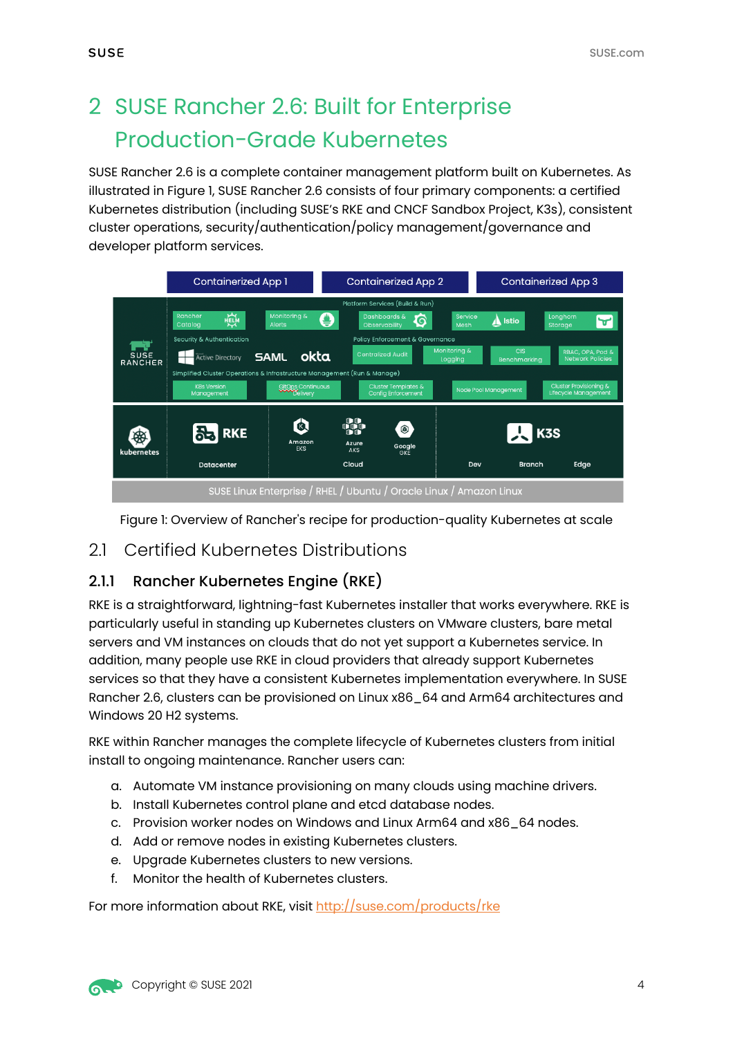## 2 SUSE Rancher 2.6: Built for Enterprise Production-Grade Kubernetes

SUSE Rancher 2.6 is a complete container management platform built on Kubernetes. As illustrated in Figure 1, SUSE Rancher 2.6 consists of four primary components: a certified Kubernetes distribution (including SUSE's RKE and CNCF Sandbox Project, K3s), consistent cluster operations, security/authentication/policy management/governance and developer platform services.

Figure 1: Overview of Rancher's recipe for production-quality Kubernetes at scale

### 2.1 Certified Kubernetes Distributions

#### 2.1.1 Rancher Kubernetes Engine (RKE)

RKE is a straightforward, lightning-fast Kubernetes installer that works everywhere. RKE is particularly useful in standing up Kubernetes clusters on VMware clusters, bare metal servers and VM instances on clouds that do not yet support a Kubernetes service. In addition, many people use RKE in cloud providers that already support Kubernetes services so that they have a consistent Kubernetes implementation everywhere. In SUSE Rancher 2.6, clusters can be provisioned on Linux x86_64 and Arm64 architectures and Windows 20 H2 systems.

RKE within Rancher manages the complete lifecycle of Kubernetes clusters from initial install to ongoing maintenance. Rancher users can:

a. Automate VM instance provisioning on many clouds using machine drivers.
b. Install Kubernetes control plane and etcd database nodes.
c. Provision worker nodes on Windows and Linux Arm64 and x86_64 nodes.
d. Add or remove nodes in existing Kubernetes clusters.
e. Upgrade Kubernetes clusters to new versions.
f. Monitor the health of Kubernetes clusters.

For more information about RKE, visit http://suse.com/products/rke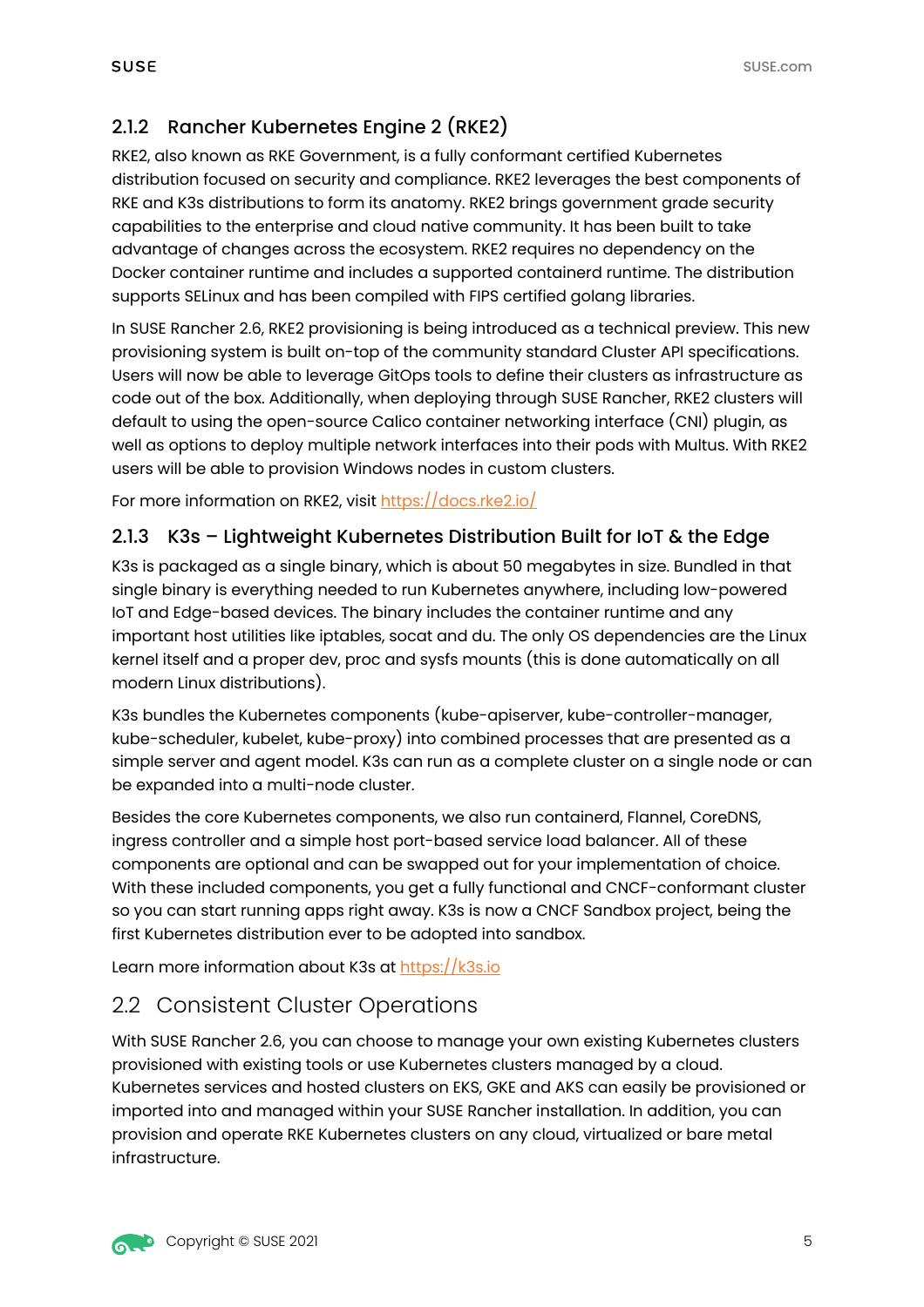### 2.1.2 Rancher Kubernetes Engine 2 (RKE2)

RKE2, also known as RKE Government, is a fully conformant certified Kubernetes distribution focused on security and compliance. RKE2 leverages the best components of RKE and K3s distributions to form its anatomy. RKE2 brings government grade security capabilities to the enterprise and cloud native community. It has been built to take advantage of changes across the ecosystem. RKE2 requires no dependency on the Docker container runtime and includes a supported containerd runtime. The distribution supports SELinux and has been compiled with FIPS certified golang libraries.

In SUSE Rancher 2.6, RKE2 provisioning is being introduced as a technical preview. This new provisioning system is built on-top of the community standard Cluster API specifications. Users will now be able to leverage GitOps tools to define their clusters as infrastructure as code out of the box. Additionally, when deploying through SUSE Rancher, RKE2 clusters will default to using the open-source Calico container networking interface (CNI) plugin, as well as options to deploy multiple network interfaces into their pods with Multus. With RKE2 users will be able to provision Windows nodes in custom clusters.

For more information on RKE2, visit https://docs.rke2.io/

### 2.1.3 K3s – Lightweight Kubernetes Distribution Built for IoT & the Edge

K3s is packaged as a single binary, which is about 50 megabytes in size. Bundled in that single binary is everything needed to run Kubernetes anywhere, including low-powered IoT and Edge-based devices. The binary includes the container runtime and any important host utilities like iptables, socat and du. The only OS dependencies are the Linux kernel itself and a proper dev, proc and sysfs mounts (this is done automatically on all modern Linux distributions).

K3s bundles the Kubernetes components (kube-apiserver, kube-controller-manager, kube-scheduler, kubelet, kube-proxy) into combined processes that are presented as a simple server and agent model. K3s can run as a complete cluster on a single node or can be expanded into a multi-node cluster.

Besides the core Kubernetes components, we also run containerd, Flannel, CoreDNS, ingress controller and a simple host port-based service load balancer. All of these components are optional and can be swapped out for your implementation of choice. With these included components, you get a fully functional and CNCF-conformant cluster so you can start running apps right away. K3s is now a CNCF Sandbox project, being the first Kubernetes distribution ever to be adopted into sandbox.

Learn more information about K3s at https://k3s.io

## 2.2 Consistent Cluster Operations

With SUSE Rancher 2.6, you can choose to manage your own existing Kubernetes clusters provisioned with existing tools or use Kubernetes clusters managed by a cloud. Kubernetes services and hosted clusters on EKS, GKE and AKS can easily be provisioned or imported into and managed within your SUSE Rancher installation. In addition, you can provision and operate RKE Kubernetes clusters on any cloud, virtualized or bare metal infrastructure.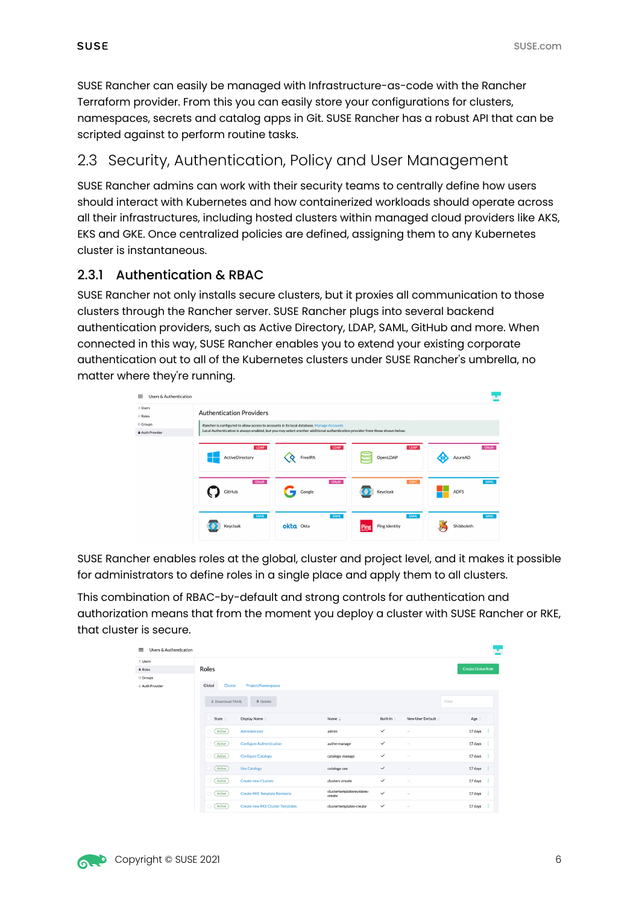SUSE Rancher can easily be managed with Infrastructure-as-code with the Rancher Terraform provider. From this you can easily store your configurations for clusters, namespaces, secrets and catalog apps in Git. SUSE Rancher has a robust API that can be scripted against to perform routine tasks.

## 2.3 Security, Authentication, Policy and User Management

SUSE Rancher admins can work with their security teams to centrally define how users should interact with Kubernetes and how containerized workloads should operate across all their infrastructures, including hosted clusters within managed cloud providers like AKS, EKS and GKE. Once centralized policies are defined, assigning them to any Kubernetes cluster is instantaneous.

### 2.3.1 Authentication & RBAC

SUSE Rancher not only installs secure clusters, but it proxies all communication to those clusters through the Rancher server. SUSE Rancher plugs into several backend authentication providers, such as Active Directory, LDAP, SAML, GitHub and more. When connected in this way, SUSE Rancher enables you to extend your existing corporate authentication out to all of the Kubernetes clusters under SUSE Rancher's umbrella, no matter where they're running.

SUSE Rancher enables roles at the global, cluster and project level, and it makes it possible for administrators to define roles in a single place and apply them to all clusters.

This combination of RBAC-by-default and strong controls for authentication and authorization means that from the moment you deploy a cluster with SUSE Rancher or RKE, that cluster is secure.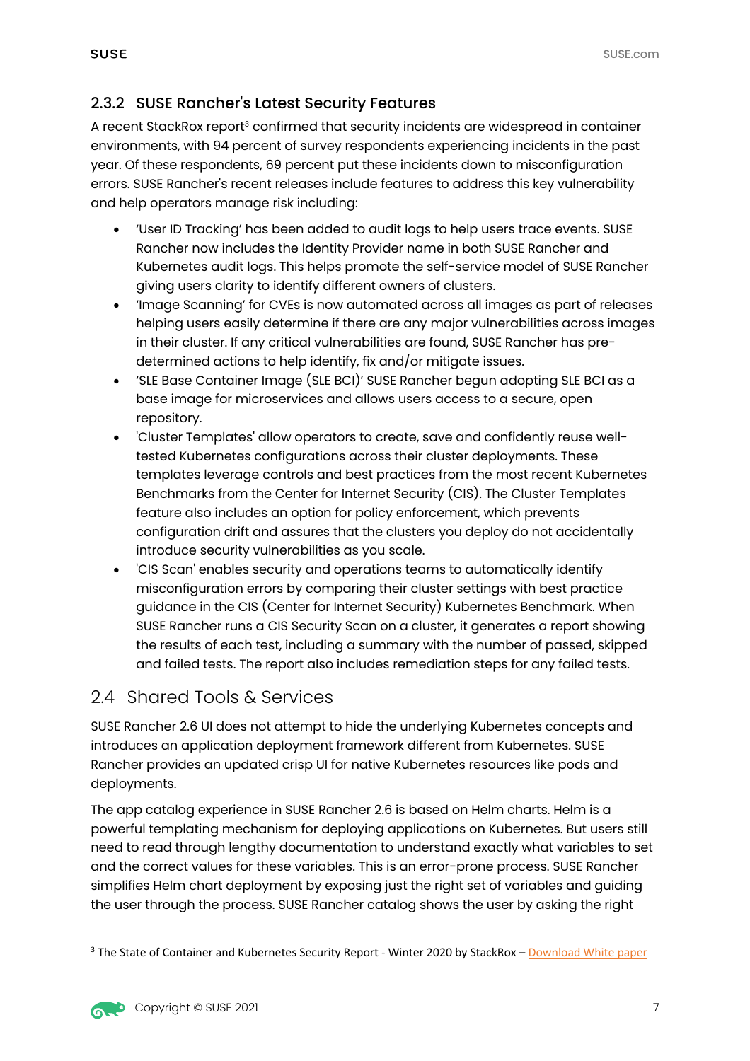### 2.3.2 SUSE Rancher's Latest Security Features

A recent StackRox report[3] confirmed that security incidents are widespread in container environments, with 94 percent of survey respondents experiencing incidents in the past year. Of these respondents, 69 percent put these incidents down to misconfiguration errors. SUSE Rancher's recent releases include features to address this key vulnerability and help operators manage risk including:

- 'User ID Tracking' has been added to audit logs to help users trace events. SUSE Rancher now includes the Identity Provider name in both SUSE Rancher and Kubernetes audit logs. This helps promote the self-service model of SUSE Rancher giving users clarity to identify different owners of clusters.
- 'Image Scanning' for CVEs is now automated across all images as part of releases helping users easily determine if there are any major vulnerabilities across images in their cluster. If any critical vulnerabilities are found, SUSE Rancher has pre-determined actions to help identify, fix and/or mitigate issues.
- 'SLE Base Container Image (SLE BCI)' SUSE Rancher begun adopting SLE BCI as a base image for microservices and allows users access to a secure, open repository.
- 'Cluster Templates' allow operators to create, save and confidently reuse well-tested Kubernetes configurations across their cluster deployments. These templates leverage controls and best practices from the most recent Kubernetes Benchmarks from the Center for Internet Security (CIS). The Cluster Templates feature also includes an option for policy enforcement, which prevents configuration drift and assures that the clusters you deploy do not accidentally introduce security vulnerabilities as you scale.
- 'CIS Scan' enables security and operations teams to automatically identify misconfiguration errors by comparing their cluster settings with best practice guidance in the CIS (Center for Internet Security) Kubernetes Benchmark. When SUSE Rancher runs a CIS Security Scan on a cluster, it generates a report showing the results of each test, including a summary with the number of passed, skipped and failed tests. The report also includes remediation steps for any failed tests.

## 2.4 Shared Tools & Services

SUSE Rancher 2.6 UI does not attempt to hide the underlying Kubernetes concepts and introduces an application deployment framework different from Kubernetes. SUSE Rancher provides an updated crisp UI for native Kubernetes resources like pods and deployments.

The app catalog experience in SUSE Rancher 2.6 is based on Helm charts. Helm is a powerful templating mechanism for deploying applications on Kubernetes. But users still need to read through lengthy documentation to understand exactly what variables to set and the correct values for these variables. This is an error-prone process. SUSE Rancher simplifies Helm chart deployment by exposing just the right set of variables and guiding the user through the process. SUSE Rancher catalog shows the user by asking the right

---

[3] The State of Container and Kubernetes Security Report - Winter 2020 by StackRox – Download White paper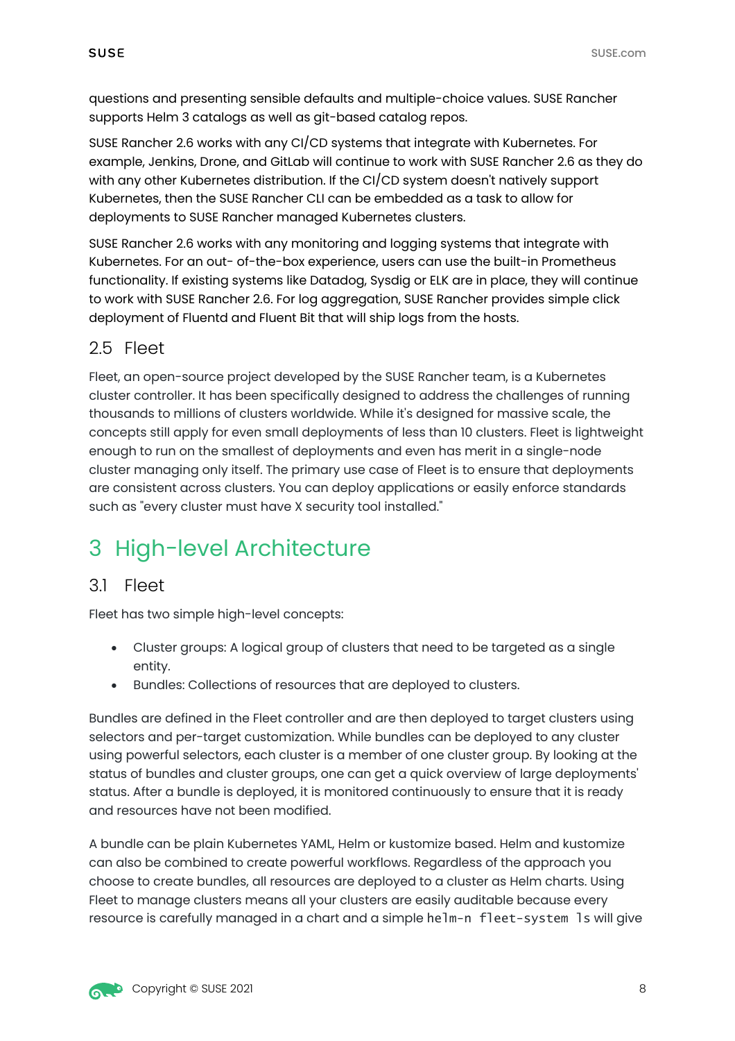questions and presenting sensible defaults and multiple-choice values. SUSE Rancher supports Helm 3 catalogs as well as git-based catalog repos.

SUSE Rancher 2.6 works with any CI/CD systems that integrate with Kubernetes. For example, Jenkins, Drone, and GitLab will continue to work with SUSE Rancher 2.6 as they do with any other Kubernetes distribution. If the CI/CD system doesn't natively support Kubernetes, then the SUSE Rancher CLI can be embedded as a task to allow for deployments to SUSE Rancher managed Kubernetes clusters.

SUSE Rancher 2.6 works with any monitoring and logging systems that integrate with Kubernetes. For an out- of-the-box experience, users can use the built-in Prometheus functionality. If existing systems like Datadog, Sysdig or ELK are in place, they will continue to work with SUSE Rancher 2.6. For log aggregation, SUSE Rancher provides simple click deployment of Fluentd and Fluent Bit that will ship logs from the hosts.

### 2.5 Fleet

Fleet, an open-source project developed by the SUSE Rancher team, is a Kubernetes cluster controller. It has been specifically designed to address the challenges of running thousands to millions of clusters worldwide. While it's designed for massive scale, the concepts still apply for even small deployments of less than 10 clusters. Fleet is lightweight enough to run on the smallest of deployments and even has merit in a single-node cluster managing only itself. The primary use case of Fleet is to ensure that deployments are consistent across clusters. You can deploy applications or easily enforce standards such as "every cluster must have X security tool installed."

## 3 High-level Architecture

### 3.1 Fleet

Fleet has two simple high-level concepts:

- Cluster groups: A logical group of clusters that need to be targeted as a single entity.
- Bundles: Collections of resources that are deployed to clusters.

Bundles are defined in the Fleet controller and are then deployed to target clusters using selectors and per-target customization. While bundles can be deployed to any cluster using powerful selectors, each cluster is a member of one cluster group. By looking at the status of bundles and cluster groups, one can get a quick overview of large deployments' status. After a bundle is deployed, it is monitored continuously to ensure that it is ready and resources have not been modified.

A bundle can be plain Kubernetes YAML, Helm or kustomize based. Helm and kustomize can also be combined to create powerful workflows. Regardless of the approach you choose to create bundles, all resources are deployed to a cluster as Helm charts. Using Fleet to manage clusters means all your clusters are easily auditable because every resource is carefully managed in a chart and a simple `helm -n fleet-system ls` will give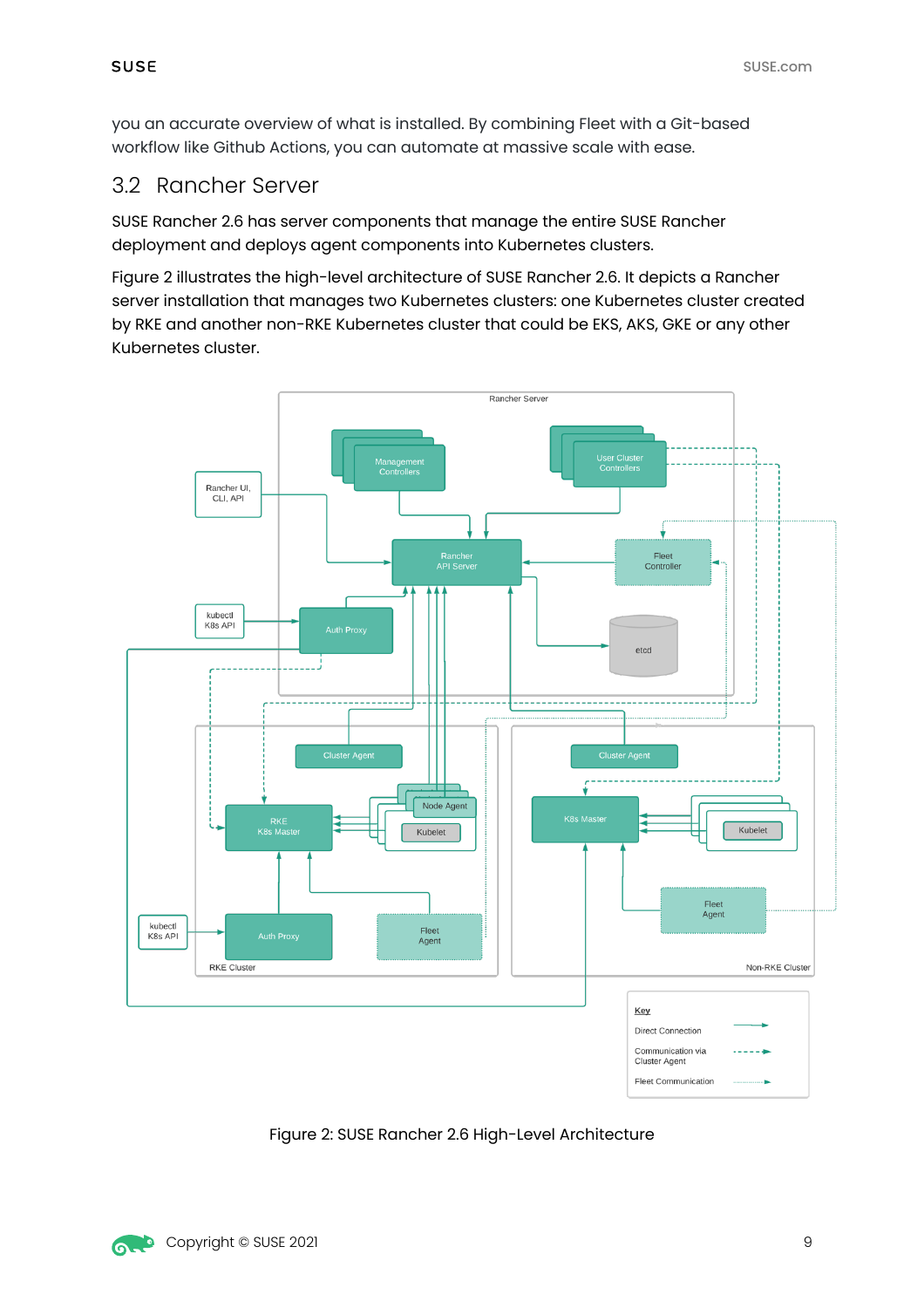you an accurate overview of what is installed. By combining Fleet with a Git-based workflow like Github Actions, you can automate at massive scale with ease.

## 3.2 Rancher Server

SUSE Rancher 2.6 has server components that manage the entire SUSE Rancher deployment and deploys agent components into Kubernetes clusters.

Figure 2 illustrates the high-level architecture of SUSE Rancher 2.6. It depicts a Rancher server installation that manages two Kubernetes clusters: one Kubernetes cluster created by RKE and another non-RKE Kubernetes cluster that could be EKS, AKS, GKE or any other Kubernetes cluster.

Figure 2: SUSE Rancher 2.6 High-Level Architecture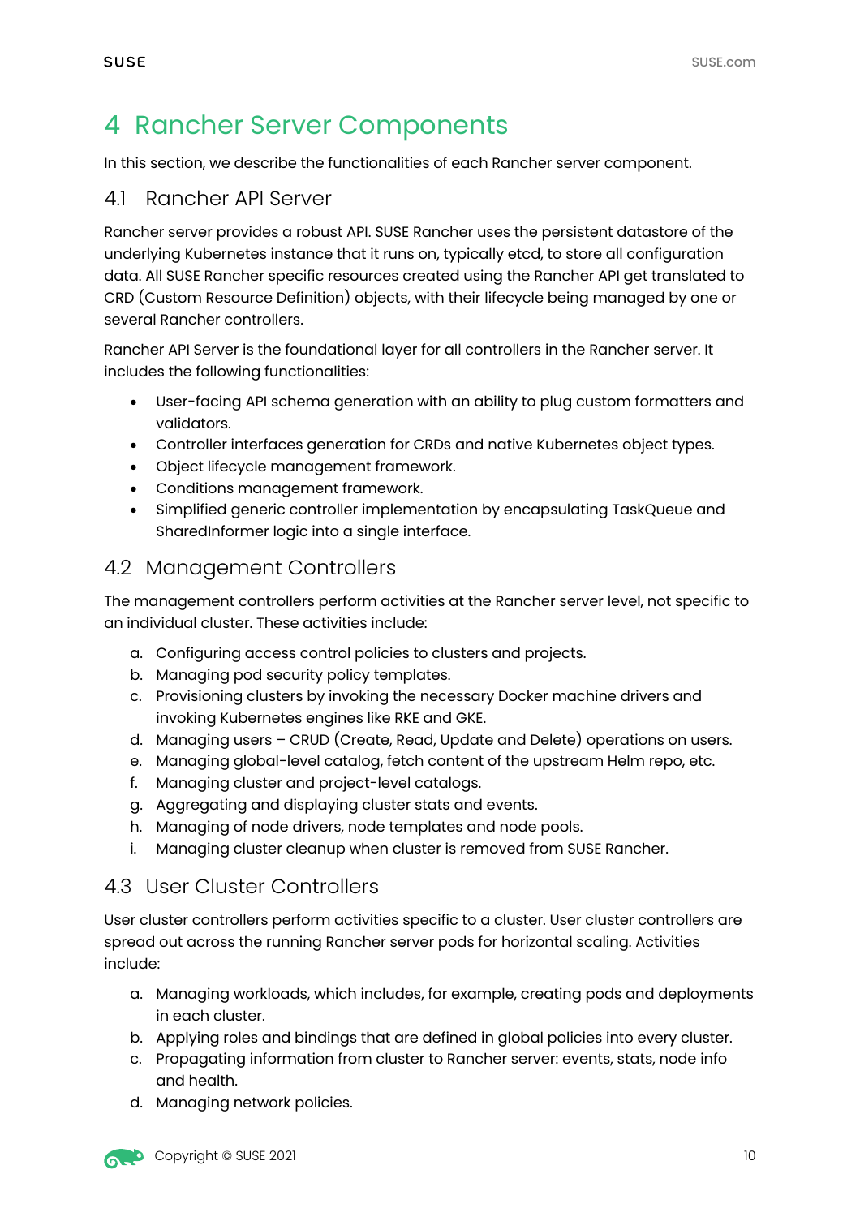# 4 Rancher Server Components

In this section, we describe the functionalities of each Rancher server component.

## 4.1 Rancher API Server

Rancher server provides a robust API. SUSE Rancher uses the persistent datastore of the underlying Kubernetes instance that it runs on, typically etcd, to store all configuration data. All SUSE Rancher specific resources created using the Rancher API get translated to CRD (Custom Resource Definition) objects, with their lifecycle being managed by one or several Rancher controllers.

Rancher API Server is the foundational layer for all controllers in the Rancher server. It includes the following functionalities:

- User-facing API schema generation with an ability to plug custom formatters and validators.
- Controller interfaces generation for CRDs and native Kubernetes object types.
- Object lifecycle management framework.
- Conditions management framework.
- Simplified generic controller implementation by encapsulating TaskQueue and SharedInformer logic into a single interface.

## 4.2 Management Controllers

The management controllers perform activities at the Rancher server level, not specific to an individual cluster. These activities include:

a. Configuring access control policies to clusters and projects.
b. Managing pod security policy templates.
c. Provisioning clusters by invoking the necessary Docker machine drivers and invoking Kubernetes engines like RKE and GKE.
d. Managing users – CRUD (Create, Read, Update and Delete) operations on users.
e. Managing global-level catalog, fetch content of the upstream Helm repo, etc.
f. Managing cluster and project-level catalogs.
g. Aggregating and displaying cluster stats and events.
h. Managing of node drivers, node templates and node pools.
i. Managing cluster cleanup when cluster is removed from SUSE Rancher.

## 4.3 User Cluster Controllers

User cluster controllers perform activities specific to a cluster. User cluster controllers are spread out across the running Rancher server pods for horizontal scaling. Activities include:

a. Managing workloads, which includes, for example, creating pods and deployments in each cluster.
b. Applying roles and bindings that are defined in global policies into every cluster.
c. Propagating information from cluster to Rancher server: events, stats, node info and health.
d. Managing network policies.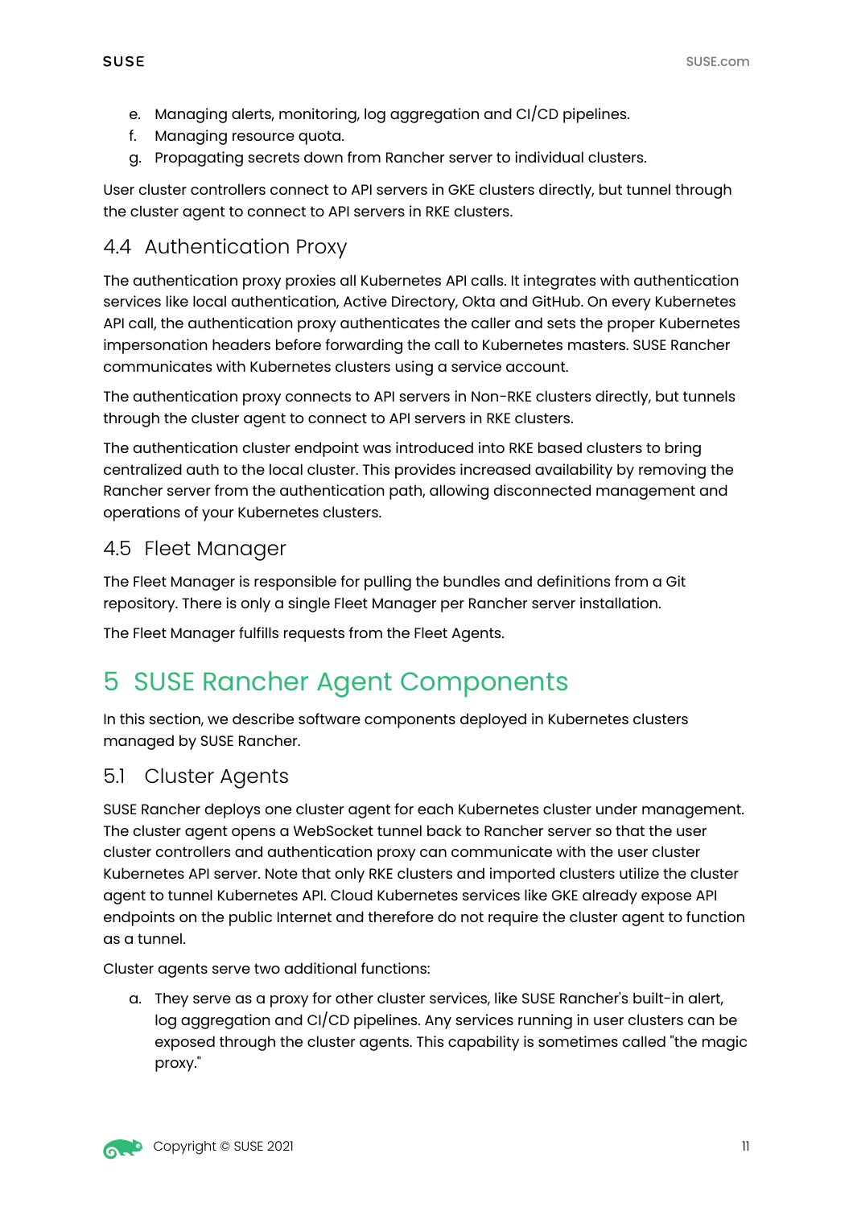e. Managing alerts, monitoring, log aggregation and CI/CD pipelines.
f. Managing resource quota.
g. Propagating secrets down from Rancher server to individual clusters.

User cluster controllers connect to API servers in GKE clusters directly, but tunnel through the cluster agent to connect to API servers in RKE clusters.

## 4.4 Authentication Proxy

The authentication proxy proxies all Kubernetes API calls. It integrates with authentication services like local authentication, Active Directory, Okta and GitHub. On every Kubernetes API call, the authentication proxy authenticates the caller and sets the proper Kubernetes impersonation headers before forwarding the call to Kubernetes masters. SUSE Rancher communicates with Kubernetes clusters using a service account.

The authentication proxy connects to API servers in Non-RKE clusters directly, but tunnels through the cluster agent to connect to API servers in RKE clusters.

The authentication cluster endpoint was introduced into RKE based clusters to bring centralized auth to the local cluster. This provides increased availability by removing the Rancher server from the authentication path, allowing disconnected management and operations of your Kubernetes clusters.

## 4.5 Fleet Manager

The Fleet Manager is responsible for pulling the bundles and definitions from a Git repository. There is only a single Fleet Manager per Rancher server installation.

The Fleet Manager fulfills requests from the Fleet Agents.

# 5 SUSE Rancher Agent Components

In this section, we describe software components deployed in Kubernetes clusters managed by SUSE Rancher.

## 5.1 Cluster Agents

SUSE Rancher deploys one cluster agent for each Kubernetes cluster under management. The cluster agent opens a WebSocket tunnel back to Rancher server so that the user cluster controllers and authentication proxy can communicate with the user cluster Kubernetes API server. Note that only RKE clusters and imported clusters utilize the cluster agent to tunnel Kubernetes API. Cloud Kubernetes services like GKE already expose API endpoints on the public Internet and therefore do not require the cluster agent to function as a tunnel.

Cluster agents serve two additional functions:

a. They serve as a proxy for other cluster services, like SUSE Rancher's built-in alert, log aggregation and CI/CD pipelines. Any services running in user clusters can be exposed through the cluster agents. This capability is sometimes called "the magic proxy."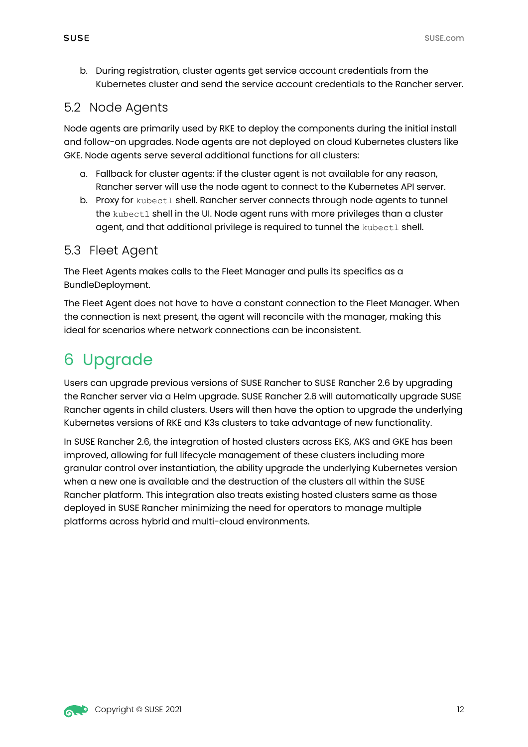b. During registration, cluster agents get service account credentials from the Kubernetes cluster and send the service account credentials to the Rancher server.

## 5.2 Node Agents

Node agents are primarily used by RKE to deploy the components during the initial install and follow-on upgrades. Node agents are not deployed on cloud Kubernetes clusters like GKE. Node agents serve several additional functions for all clusters:

a. Fallback for cluster agents: if the cluster agent is not available for any reason, Rancher server will use the node agent to connect to the Kubernetes API server.
b. Proxy for `kubectl` shell. Rancher server connects through node agents to tunnel the `kubectl` shell in the UI. Node agent runs with more privileges than a cluster agent, and that additional privilege is required to tunnel the `kubectl` shell.

## 5.3 Fleet Agent

The Fleet Agents makes calls to the Fleet Manager and pulls its specifics as a BundleDeployment.

The Fleet Agent does not have to have a constant connection to the Fleet Manager. When the connection is next present, the agent will reconcile with the manager, making this ideal for scenarios where network connections can be inconsistent.

# 6 Upgrade

Users can upgrade previous versions of SUSE Rancher to SUSE Rancher 2.6 by upgrading the Rancher server via a Helm upgrade. SUSE Rancher 2.6 will automatically upgrade SUSE Rancher agents in child clusters. Users will then have the option to upgrade the underlying Kubernetes versions of RKE and K3s clusters to take advantage of new functionality.

In SUSE Rancher 2.6, the integration of hosted clusters across EKS, AKS and GKE has been improved, allowing for full lifecycle management of these clusters including more granular control over instantiation, the ability upgrade the underlying Kubernetes version when a new one is available and the destruction of the clusters all within the SUSE Rancher platform. This integration also treats existing hosted clusters same as those deployed in SUSE Rancher minimizing the need for operators to manage multiple platforms across hybrid and multi-cloud environments.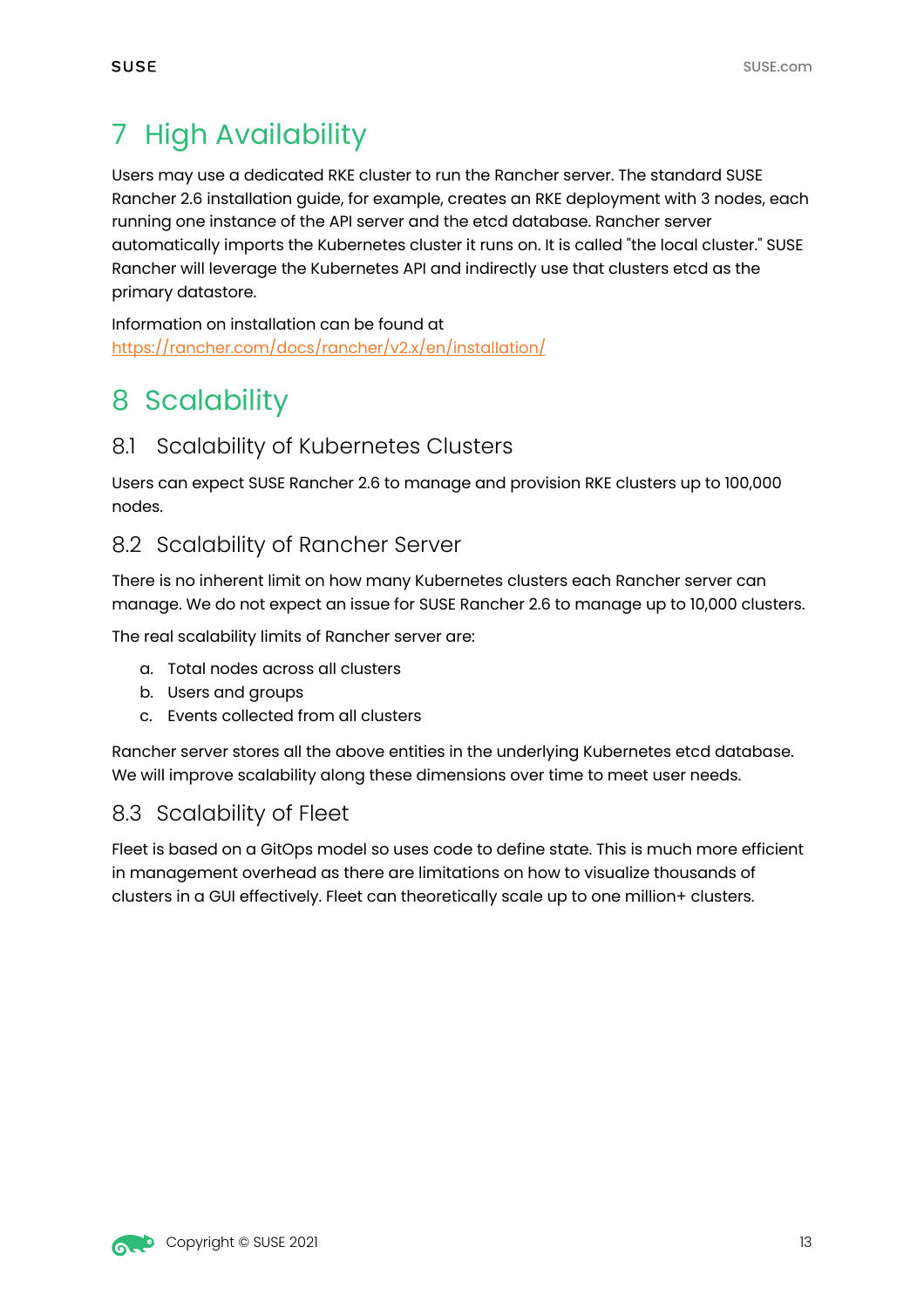# 7 High Availability

Users may use a dedicated RKE cluster to run the Rancher server. The standard SUSE Rancher 2.6 installation guide, for example, creates an RKE deployment with 3 nodes, each running one instance of the API server and the etcd database. Rancher server automatically imports the Kubernetes cluster it runs on. It is called "the local cluster." SUSE Rancher will leverage the Kubernetes API and indirectly use that clusters etcd as the primary datastore.

Information on installation can be found at https://rancher.com/docs/rancher/v2.x/en/installation/

# 8 Scalability

## 8.1 Scalability of Kubernetes Clusters

Users can expect SUSE Rancher 2.6 to manage and provision RKE clusters up to 100,000 nodes.

## 8.2 Scalability of Rancher Server

There is no inherent limit on how many Kubernetes clusters each Rancher server can manage. We do not expect an issue for SUSE Rancher 2.6 to manage up to 10,000 clusters.

The real scalability limits of Rancher server are:

a. Total nodes across all clusters
b. Users and groups
c. Events collected from all clusters

Rancher server stores all the above entities in the underlying Kubernetes etcd database. We will improve scalability along these dimensions over time to meet user needs.

## 8.3 Scalability of Fleet

Fleet is based on a GitOps model so uses code to define state. This is much more efficient in management overhead as there are limitations on how to visualize thousands of clusters in a GUI effectively. Fleet can theoretically scale up to one million+ clusters.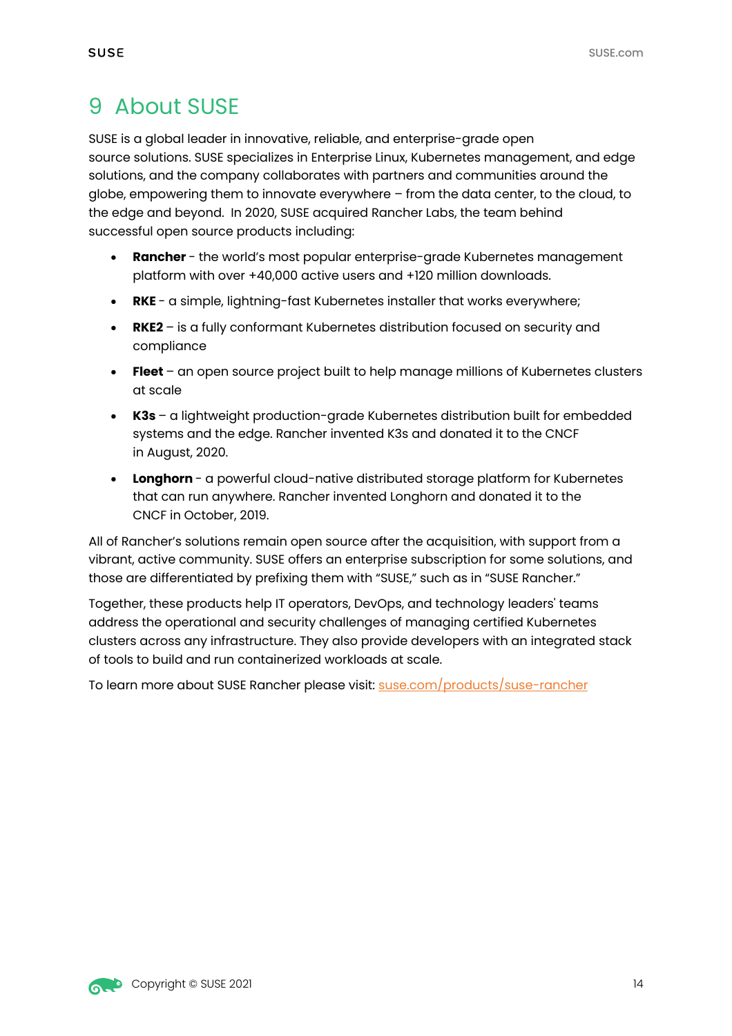# 9 About SUSE

SUSE is a global leader in innovative, reliable, and enterprise-grade open source solutions. SUSE specializes in Enterprise Linux, Kubernetes management, and edge solutions, and the company collaborates with partners and communities around the globe, empowering them to innovate everywhere – from the data center, to the cloud, to the edge and beyond. In 2020, SUSE acquired Rancher Labs, the team behind successful open source products including:

- **Rancher** - the world's most popular enterprise-grade Kubernetes management platform with over +40,000 active users and +120 million downloads.
- **RKE** - a simple, lightning-fast Kubernetes installer that works everywhere;
- **RKE2** – is a fully conformant Kubernetes distribution focused on security and compliance
- **Fleet** – an open source project built to help manage millions of Kubernetes clusters at scale
- **K3s** – a lightweight production-grade Kubernetes distribution built for embedded systems and the edge. Rancher invented K3s and donated it to the CNCF in August, 2020.
- **Longhorn** - a powerful cloud-native distributed storage platform for Kubernetes that can run anywhere. Rancher invented Longhorn and donated it to the CNCF in October, 2019.

All of Rancher's solutions remain open source after the acquisition, with support from a vibrant, active community. SUSE offers an enterprise subscription for some solutions, and those are differentiated by prefixing them with "SUSE," such as in "SUSE Rancher."

Together, these products help IT operators, DevOps, and technology leaders' teams address the operational and security challenges of managing certified Kubernetes clusters across any infrastructure. They also provide developers with an integrated stack of tools to build and run containerized workloads at scale.

To learn more about SUSE Rancher please visit: [suse.com/products/suse-rancher](https://suse.com/products/suse-rancher)

Copyright © SUSE 2021